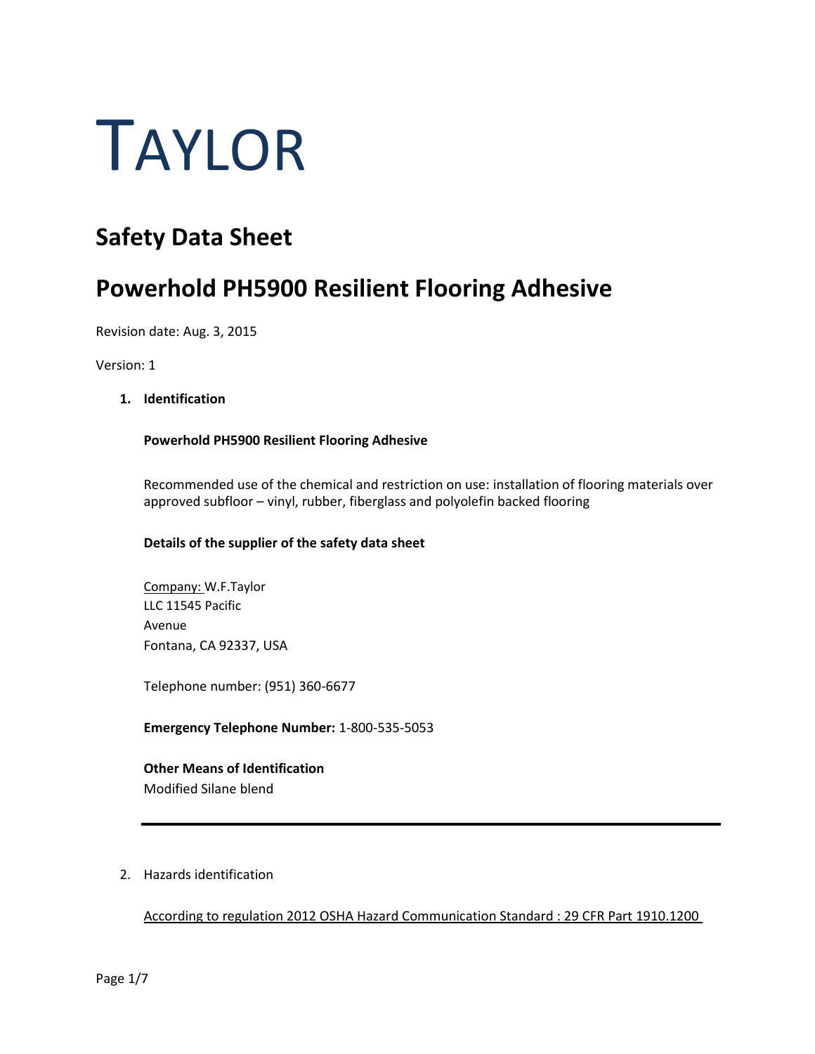# TAYLOR

# Safety Data Sheet

# Powerhold PH5900 Resilient Flooring Adhesive

Revision date: Aug. 3, 2015

Version: 1

1. **Identification**

**Powerhold PH5900 Resilient Flooring Adhesive**

Recommended use of the chemical and restriction on use: installation of flooring materials over approved subfloor – vinyl, rubber, fiberglass and polyolefin backed flooring

**Details of the supplier of the safety data sheet**

Company: W.F.Taylor
LLC 11545 Pacific
Avenue
Fontana, CA 92337, USA

Telephone number: (951) 360-6677

**Emergency Telephone Number:** 1-800-535-5053

**Other Means of Identification**
Modified Silane blend

---

2. Hazards identification

According to regulation 2012 OSHA Hazard Communication Standard : 29 CFR Part 1910.1200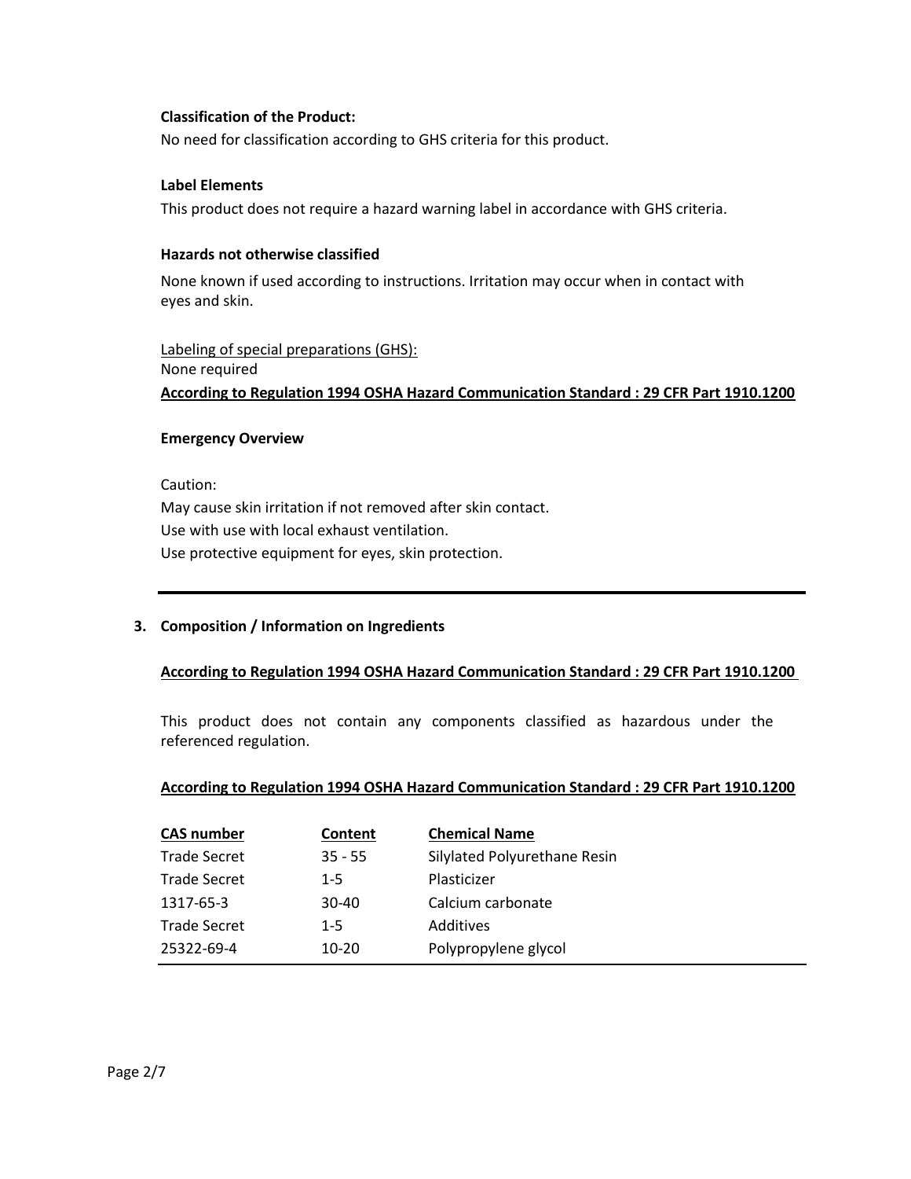**Classification of the Product:**

No need for classification according to GHS criteria for this product.

**Label Elements**

This product does not require a hazard warning label in accordance with GHS criteria.

**Hazards not otherwise classified**

None known if used according to instructions. Irritation may occur when in contact with eyes and skin.

Labeling of special preparations (GHS):

None required

**According to Regulation 1994 OSHA Hazard Communication Standard : 29 CFR Part 1910.1200**

**Emergency Overview**

Caution:

May cause skin irritation if not removed after skin contact.

Use with use with local exhaust ventilation.

Use protective equipment for eyes, skin protection.

---

## 3. Composition / Information on Ingredients

**According to Regulation 1994 OSHA Hazard Communication Standard : 29 CFR Part 1910.1200**

This product does not contain any components classified as hazardous under the referenced regulation.

**According to Regulation 1994 OSHA Hazard Communication Standard : 29 CFR Part 1910.1200**

| CAS number | Content | Chemical Name |
| --- | --- | --- |
| Trade Secret | 35 - 55 | Silylated Polyurethane Resin |
| Trade Secret | 1-5 | Plasticizer |
| 1317-65-3 | 30-40 | Calcium carbonate |
| Trade Secret | 1-5 | Additives |
| 25322-69-4 | 10-20 | Polypropylene glycol |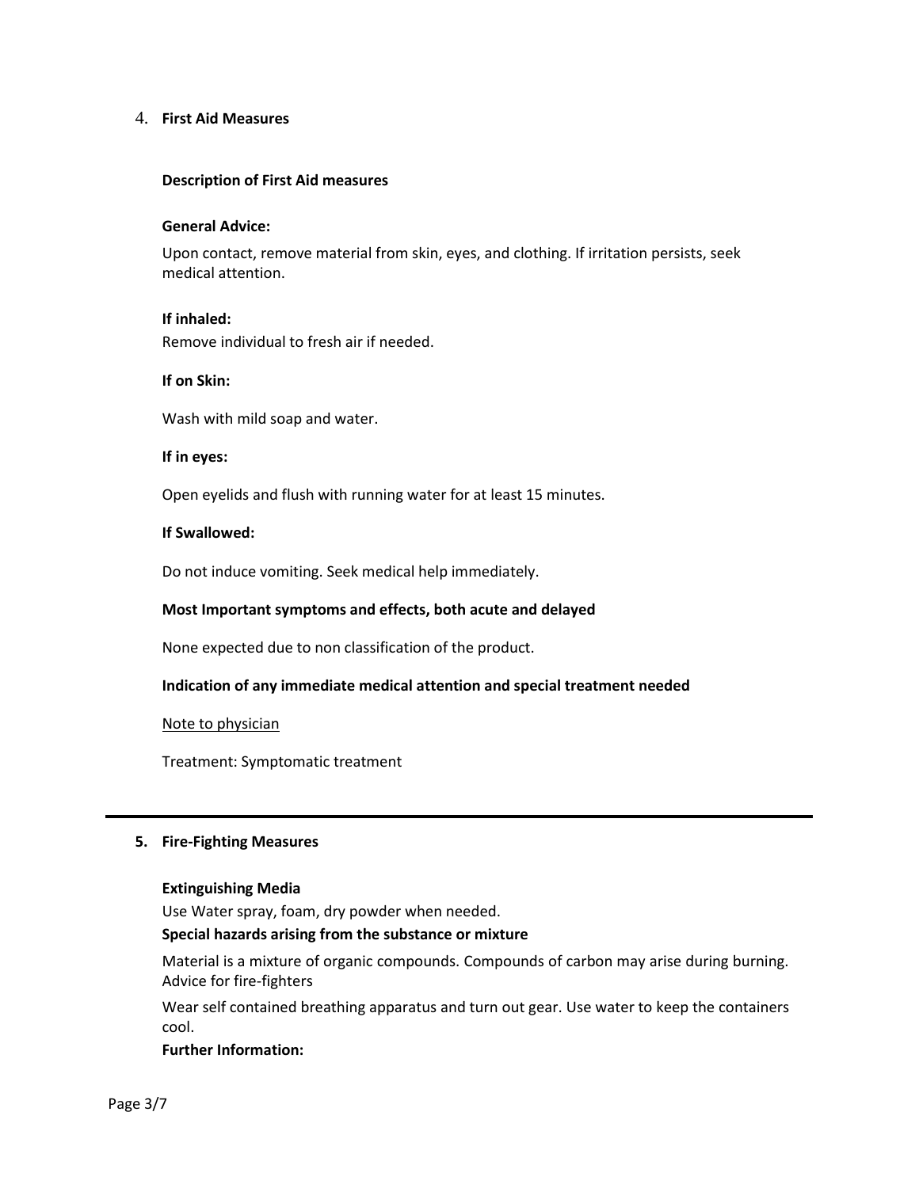## 4. First Aid Measures

**Description of First Aid measures**

**General Advice:**

Upon contact, remove material from skin, eyes, and clothing. If irritation persists, seek medical attention.

**If inhaled:**

Remove individual to fresh air if needed.

**If on Skin:**

Wash with mild soap and water.

**If in eyes:**

Open eyelids and flush with running water for at least 15 minutes.

**If Swallowed:**

Do not induce vomiting. Seek medical help immediately.

**Most Important symptoms and effects, both acute and delayed**

None expected due to non classification of the product.

**Indication of any immediate medical attention and special treatment needed**

Note to physician

Treatment: Symptomatic treatment

---

## 5. Fire-Fighting Measures

**Extinguishing Media**

Use Water spray, foam, dry powder when needed.

**Special hazards arising from the substance or mixture**

Material is a mixture of organic compounds. Compounds of carbon may arise during burning.

Advice for fire-fighters

Wear self contained breathing apparatus and turn out gear. Use water to keep the containers cool.

**Further Information:**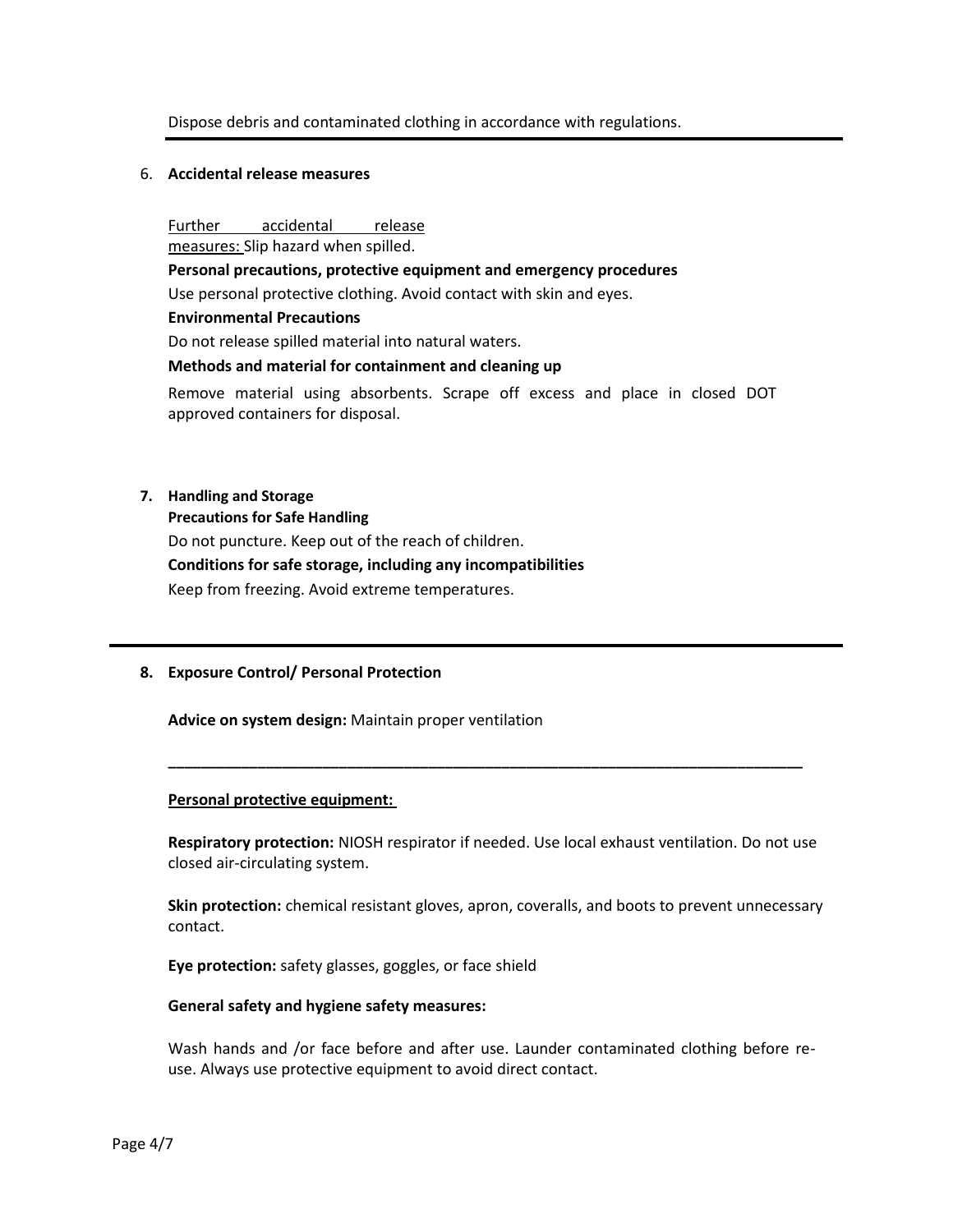Dispose debris and contaminated clothing in accordance with regulations.

## 6. Accidental release measures

Further accidental release measures: Slip hazard when spilled.

**Personal precautions, protective equipment and emergency procedures**

Use personal protective clothing. Avoid contact with skin and eyes.

**Environmental Precautions**

Do not release spilled material into natural waters.

**Methods and material for containment and cleaning up**

Remove material using absorbents. Scrape off excess and place in closed DOT approved containers for disposal.

## 7. Handling and Storage

**Precautions for Safe Handling**

Do not puncture. Keep out of the reach of children.

**Conditions for safe storage, including any incompatibilities**

Keep from freezing. Avoid extreme temperatures.

## 8. Exposure Control/ Personal Protection

**Advice on system design:** Maintain proper ventilation

---

**Personal protective equipment:**

**Respiratory protection:** NIOSH respirator if needed. Use local exhaust ventilation. Do not use closed air-circulating system.

**Skin protection:** chemical resistant gloves, apron, coveralls, and boots to prevent unnecessary contact.

**Eye protection:** safety glasses, goggles, or face shield

**General safety and hygiene safety measures:**

Wash hands and /or face before and after use. Launder contaminated clothing before re-use. Always use protective equipment to avoid direct contact.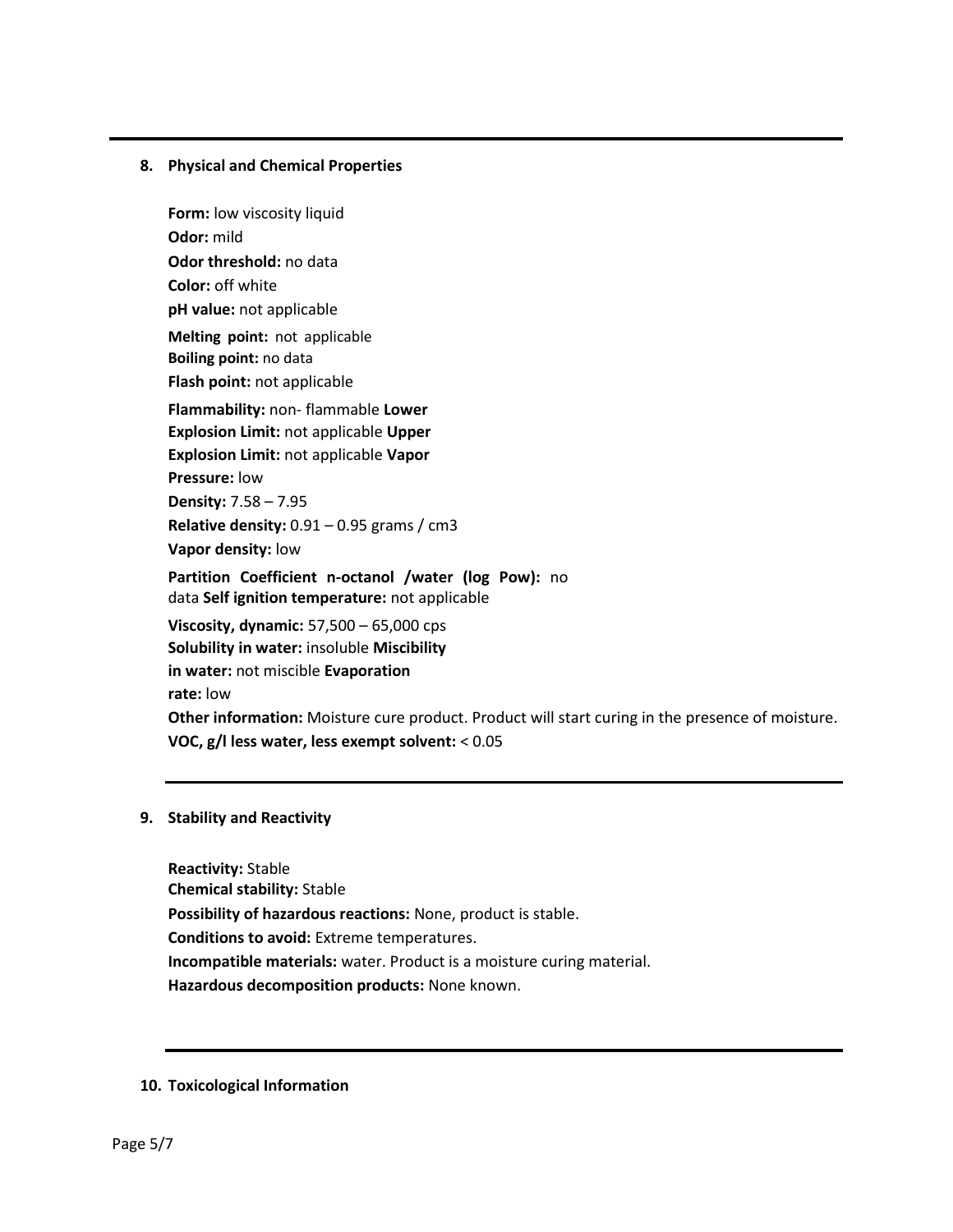## 8. Physical and Chemical Properties

**Form:** low viscosity liquid
**Odor:** mild
**Odor threshold:** no data
**Color:** off white
**pH value:** not applicable
**Melting point:** not applicable
**Boiling point:** no data
**Flash point:** not applicable
**Flammability:** non- flammable
**Lower Explosion Limit:** not applicable
**Upper Explosion Limit:** not applicable
**Vapor Pressure:** low
**Density:** 7.58 – 7.95
**Relative density:** 0.91 – 0.95 grams / cm3
**Vapor density:** low
**Partition Coefficient n-octanol /water (log Pow):** no data
**Self ignition temperature:** not applicable
**Viscosity, dynamic:** 57,500 – 65,000 cps
**Solubility in water:** insoluble
**Miscibility in water:** not miscible
**Evaporation rate:** low
**Other information:** Moisture cure product. Product will start curing in the presence of moisture.
**VOC, g/l less water, less exempt solvent:** < 0.05

## 9. Stability and Reactivity

**Reactivity:** Stable
**Chemical stability:** Stable
**Possibility of hazardous reactions:** None, product is stable.
**Conditions to avoid:** Extreme temperatures.
**Incompatible materials:** water. Product is a moisture curing material.
**Hazardous decomposition products:** None known.

## 10. Toxicological Information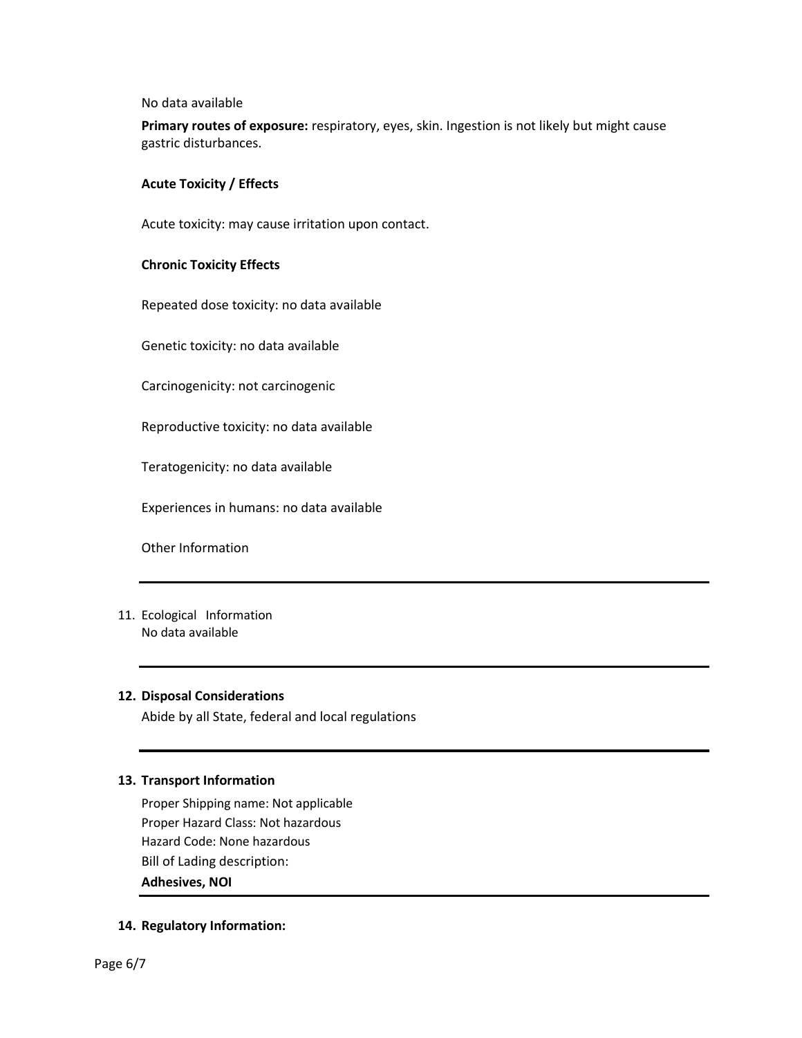No data available

**Primary routes of exposure:** respiratory, eyes, skin. Ingestion is not likely but might cause gastric disturbances.

**Acute Toxicity / Effects**

Acute toxicity: may cause irritation upon contact.

**Chronic Toxicity Effects**

Repeated dose toxicity: no data available

Genetic toxicity: no data available

Carcinogenicity: not carcinogenic

Reproductive toxicity: no data available

Teratogenicity: no data available

Experiences in humans: no data available

Other Information

---

## 11. Ecological Information

No data available

---

## 12. Disposal Considerations

Abide by all State, federal and local regulations

---

## 13. Transport Information

Proper Shipping name: Not applicable
Proper Hazard Class: Not hazardous
Hazard Code: None hazardous
Bill of Lading description:
**Adhesives, NOI**

---

## 14. Regulatory Information: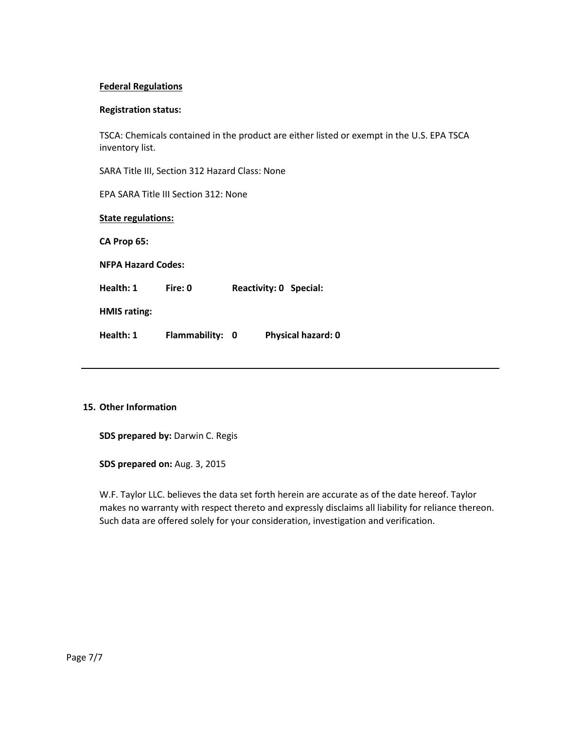**Federal Regulations**

**Registration status:**

TSCA: Chemicals contained in the product are either listed or exempt in the U.S. EPA TSCA inventory list.

SARA Title III, Section 312 Hazard Class: None

EPA SARA Title III Section 312: None

**State regulations:**

**CA Prop 65:**

**NFPA Hazard Codes:**

**Health: 1** **Fire: 0** **Reactivity: 0** **Special:**

**HMIS rating:**

**Health: 1** **Flammability: 0** **Physical hazard: 0**

---

## 15. Other Information

**SDS prepared by:** Darwin C. Regis

**SDS prepared on:** Aug. 3, 2015

W.F. Taylor LLC. believes the data set forth herein are accurate as of the date hereof. Taylor makes no warranty with respect thereto and expressly disclaims all liability for reliance thereon. Such data are offered solely for your consideration, investigation and verification.